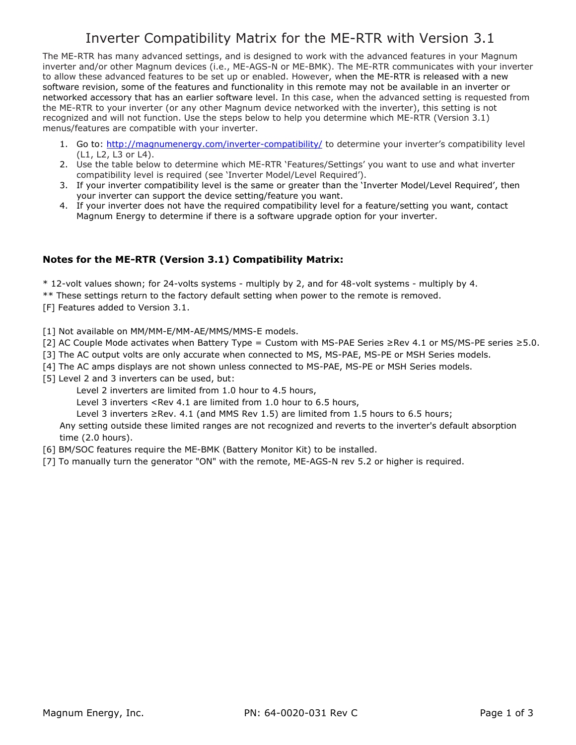# Inverter Compatibility Matrix for the ME-RTR with Version 3.1

The ME-RTR has many advanced settings, and is designed to work with the advanced features in your Magnum inverter and/or other Magnum devices (i.e., ME-AGS-N or ME-BMK). The ME-RTR communicates with your inverter to allow these advanced features to be set up or enabled. However, when the ME-RTR is released with a new software revision, some of the features and functionality in this remote may not be available in an inverter or networked accessory that has an earlier software level. In this case, when the advanced setting is requested from the ME-RTR to your inverter (or any other Magnum device networked with the inverter), this setting is not recognized and will not function. Use the steps below to help you determine which ME-RTR (Version 3.1) menus/features are compatible with your inverter.

1. Go to: http://magnumenergy.com/inverter-compatibility/ to determine your inverter's compatibility level (L1, L2, L3 or L4).
2. Use the table below to determine which ME-RTR 'Features/Settings' you want to use and what inverter compatibility level is required (see 'Inverter Model/Level Required').
3. If your inverter compatibility level is the same or greater than the 'Inverter Model/Level Required', then your inverter can support the device setting/feature you want.
4. If your inverter does not have the required compatibility level for a feature/setting you want, contact Magnum Energy to determine if there is a software upgrade option for your inverter.

**Notes for the ME-RTR (Version 3.1) Compatibility Matrix:**

* 12-volt values shown; for 24-volts systems - multiply by 2, and for 48-volt systems - multiply by 4.

** These settings return to the factory default setting when power to the remote is removed.

[F] Features added to Version 3.1.

[1] Not available on MM/MM-E/MM-AE/MMS/MMS-E models.

[2] AC Couple Mode activates when Battery Type = Custom with MS-PAE Series ≥Rev 4.1 or MS/MS-PE series ≥5.0.

[3] The AC output volts are only accurate when connected to MS, MS-PAE, MS-PE or MSH Series models.

[4] The AC amps displays are not shown unless connected to MS-PAE, MS-PE or MSH Series models.

[5] Level 2 and 3 inverters can be used, but:

Level 2 inverters are limited from 1.0 hour to 4.5 hours,

Level 3 inverters <Rev 4.1 are limited from 1.0 hour to 6.5 hours,

Level 3 inverters ≥Rev. 4.1 (and MMS Rev 1.5) are limited from 1.5 hours to 6.5 hours;

Any setting outside these limited ranges are not recognized and reverts to the inverter's default absorption time (2.0 hours).

[6] BM/SOC features require the ME-BMK (Battery Monitor Kit) to be installed.

[7] To manually turn the generator "ON" with the remote, ME-AGS-N rev 5.2 or higher is required.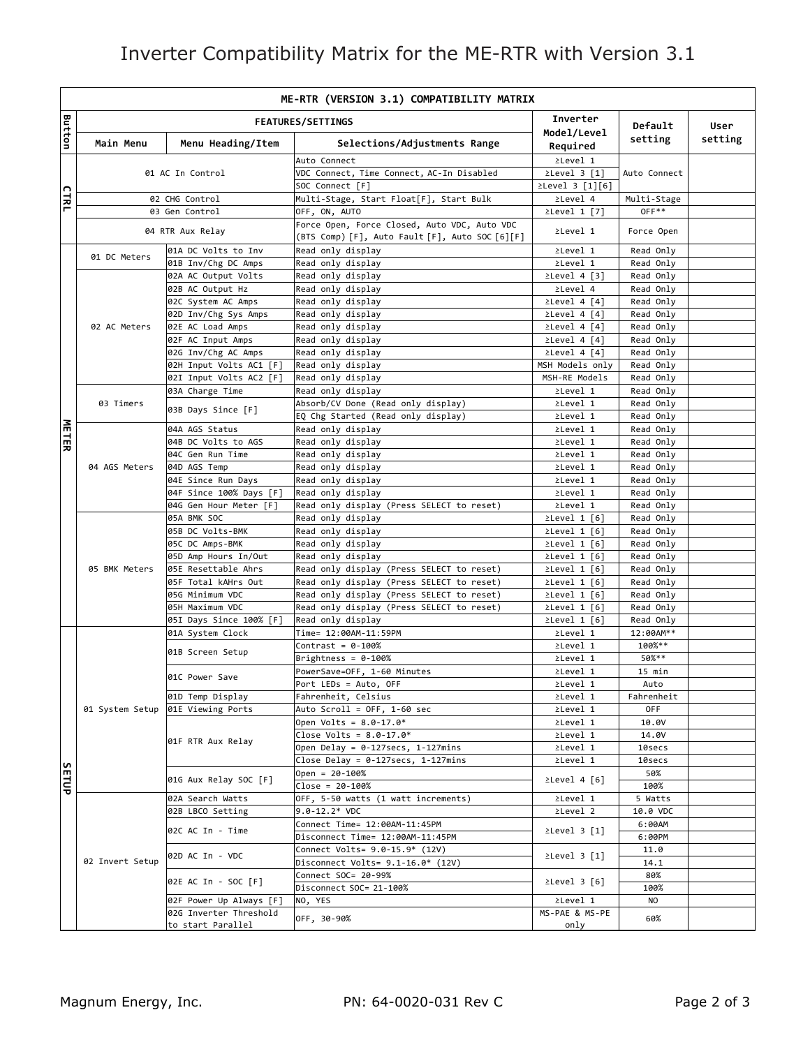# Inverter Compatibility Matrix for the ME-RTR with Version 3.1

| ME-RTR (VERSION 3.1) COMPATIBILITY MATRIX | | | | | | |
|---|---|---|---|---|---|---|
| Button | FEATURES/SETTINGS | | | Inverter Model/Level Required | Default setting | User setting |
| | Main Menu | Menu Heading/Item | Selections/Adjustments Range | | | |
| CTRL | 01 AC In Control | | Auto Connect | ≥Level 1 | Auto Connect | |
| | | | VDC Connect, Time Connect, AC-In Disabled | ≥Level 3 [1] | | |
| | | | SOC Connect [F] | ≥Level 3 [1][6] | | |
| | 02 CHG Control | | Multi-Stage, Start Float[F], Start Bulk | ≥Level 4 | Multi-Stage | |
| | 03 Gen Control | | OFF, ON, AUTO | ≥Level 1 [7] | OFF** | |
| | 04 RTR Aux Relay | | Force Open, Force Closed, Auto VDC, Auto VDC (BTS Comp) [F], Auto Fault [F], Auto SOC [6][F] | ≥Level 1 | Force Open | |
| METER | 01 DC Meters | 01A DC Volts to Inv | Read only display | ≥Level 1 | Read Only | |
| | | 01B Inv/Chg DC Amps | Read only display | ≥Level 1 | Read Only | |
| | 02 AC Meters | 02A AC Output Volts | Read only display | ≥Level 4 [3] | Read Only | |
| | | 02B AC Output Hz | Read only display | ≥Level 4 | Read Only | |
| | | 02C System AC Amps | Read only display | ≥Level 4 [4] | Read Only | |
| | | 02D Inv/Chg Sys Amps | Read only display | ≥Level 4 [4] | Read Only | |
| | | 02E AC Load Amps | Read only display | ≥Level 4 [4] | Read Only | |
| | | 02F AC Input Amps | Read only display | ≥Level 4 [4] | Read Only | |
| | | 02G Inv/Chg AC Amps | Read only display | ≥Level 4 [4] | Read Only | |
| | | 02H Input Volts AC1 [F] | Read only display | MSH Models only | Read Only | |
| | | 02I Input Volts AC2 [F] | Read only display | MSH-RE Models | Read Only | |
| | 03 Timers | 03A Charge Time | Read only display | ≥Level 1 | Read Only | |
| | | 03B Days Since [F] | Absorb/CV Done (Read only display) | ≥Level 1 | Read Only | |
| | | | EQ Chg Started (Read only display) | ≥Level 1 | Read Only | |
| | 04 AGS Meters | 04A AGS Status | Read only display | ≥Level 1 | Read Only | |
| | | 04B DC Volts to AGS | Read only display | ≥Level 1 | Read Only | |
| | | 04C Gen Run Time | Read only display | ≥Level 1 | Read Only | |
| | | 04D AGS Temp | Read only display | ≥Level 1 | Read Only | |
| | | 04E Since Run Days | Read only display | ≥Level 1 | Read Only | |
| | | 04F Since 100% Days [F] | Read only display | ≥Level 1 | Read Only | |
| | | 04G Gen Hour Meter [F] | Read only display (Press SELECT to reset) | ≥Level 1 | Read Only | |
| | 05 BMK Meters | 05A BMK SOC | Read only display | ≥Level 1 [6] | Read Only | |
| | | 05B DC Volts-BMK | Read only display | ≥Level 1 [6] | Read Only | |
| | | 05C DC Amps-BMK | Read only display | ≥Level 1 [6] | Read Only | |
| | | 05D Amp Hours In/Out | Read only display | ≥Level 1 [6] | Read Only | |
| | | 05E Resettable Ahrs | Read only display (Press SELECT to reset) | ≥Level 1 [6] | Read Only | |
| | | 05F Total kAHrs Out | Read only display (Press SELECT to reset) | ≥Level 1 [6] | Read Only | |
| | | 05G Minimum VDC | Read only display (Press SELECT to reset) | ≥Level 1 [6] | Read Only | |
| | | 05H Maximum VDC | Read only display (Press SELECT to reset) | ≥Level 1 [6] | Read Only | |
| | | 05I Days Since 100% [F] | Read only display | ≥Level 1 [6] | Read Only | |
| SETUP | 01 System Setup | 01A System Clock | Time= 12:00AM-11:59PM | ≥Level 1 | 12:00AM** | |
| | | 01B Screen Setup | Contrast = 0-100% | ≥Level 1 | 100%** | |
| | | | Brightness = 0-100% | ≥Level 1 | 50%** | |
| | | 01C Power Save | PowerSave=OFF, 1-60 Minutes | ≥Level 1 | 15 min | |
| | | | Port LEDs = Auto, OFF | ≥Level 1 | Auto | |
| | | 01D Temp Display | Fahrenheit, Celsius | ≥Level 1 | Fahrenheit | |
| | | 01E Viewing Ports | Auto Scroll = OFF, 1-60 sec | ≥Level 1 | OFF | |
| | | 01F RTR Aux Relay | Open Volts = 8.0-17.0* | ≥Level 1 | 10.0V | |
| | | | Close Volts = 8.0-17.0* | ≥Level 1 | 14.0V | |
| | | | Open Delay = 0-127secs, 1-127mins | ≥Level 1 | 10secs | |
| | | | Close Delay = 0-127secs, 1-127mins | ≥Level 1 | 10secs | |
| | | 01G Aux Relay SOC [F] | Open = 20-100% | ≥Level 4 [6] | 50% | |
| | | | Close = 20-100% | | 100% | |
| | 02 Invert Setup | 02A Search Watts | OFF, 5-50 watts (1 watt increments) | ≥Level 1 | 5 Watts | |
| | | 02B LBCO Setting | 9.0-12.2* VDC | ≥Level 2 | 10.0 VDC | |
| | | 02C AC In - Time | Connect Time= 12:00AM-11:45PM | ≥Level 3 [1] | 6:00AM | |
| | | | Disconnect Time= 12:00AM-11:45PM | | 6:00PM | |
| | | 02D AC In - VDC | Connect Volts= 9.0-15.9* (12V) | ≥Level 3 [1] | 11.0 | |
| | | | Disconnect Volts= 9.1-16.0* (12V) | | 14.1 | |
| | | 02E AC In - SOC [F] | Connect SOC= 20-99% | ≥Level 3 [6] | 80% | |
| | | | Disconnect SOC= 21-100% | | 100% | |
| | | 02F Power Up Always [F] | NO, YES | ≥Level 1 | NO | |
| | | 02G Inverter Threshold to start Parallel | OFF, 30-90% | MS-PAE & MS-PE only | 60% | |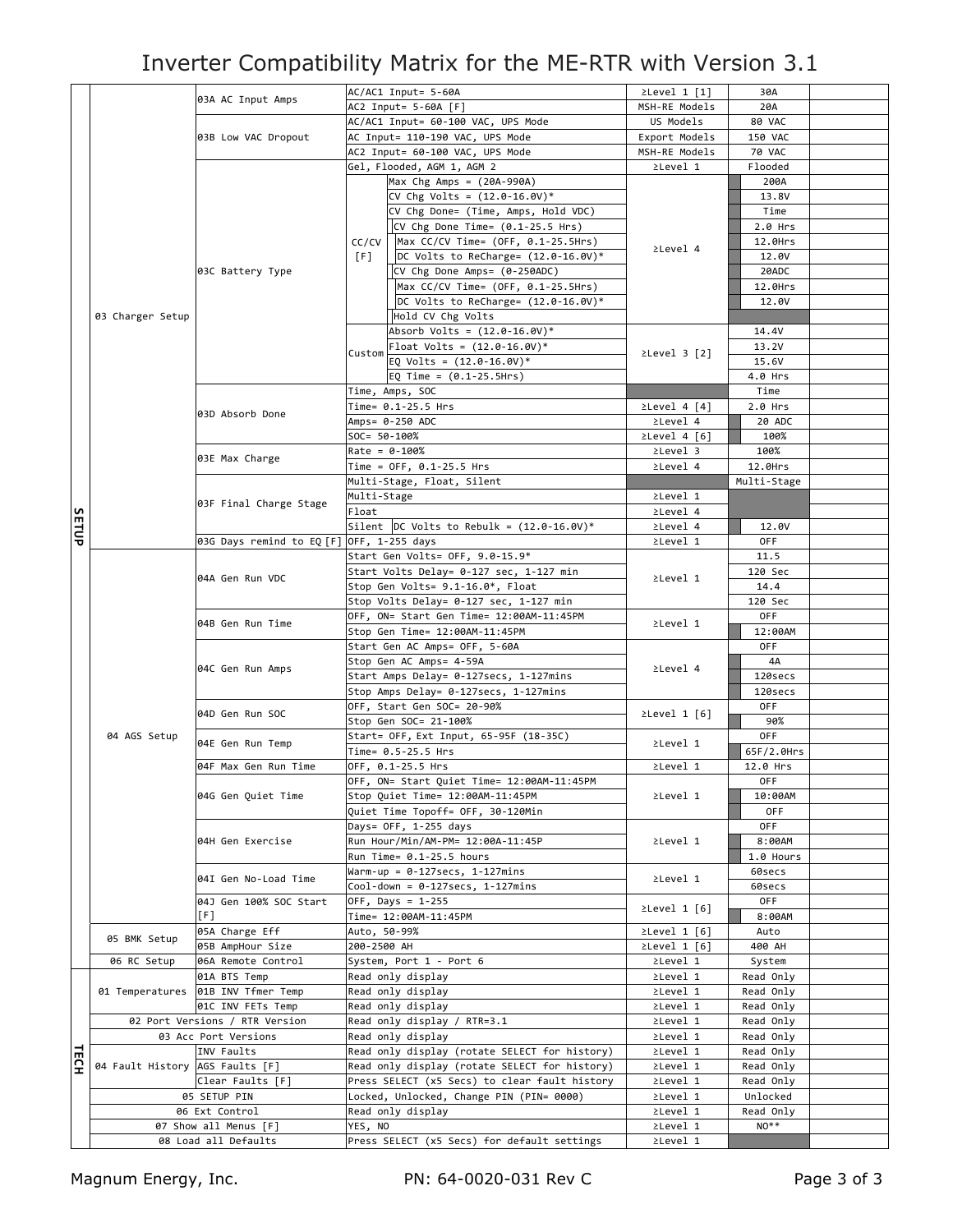# Inverter Compatibility Matrix for the ME-RTR with Version 3.1

| | | | | | | |
|---|---|---|---|---|---|---|
| SETUP | 03 Charger Setup | 03A AC Input Amps | AC/AC1 Input= 5-60A | ≥Level 1 [1] | 30A | |
| | | | AC2 Input= 5-60A [F] | MSH-RE Models | 20A | |
| | | 03B Low VAC Dropout | AC/AC1 Input= 60-100 VAC, UPS Mode | US Models | 80 VAC | |
| | | | AC Input= 110-190 VAC, UPS Mode | Export Models | 150 VAC | |
| | | | AC2 Input= 60-100 VAC, UPS Mode | MSH-RE Models | 70 VAC | |
| | | 03C Battery Type | Gel, Flooded, AGM 1, AGM 2 | ≥Level 1 | Flooded | |
| | | | CC/CV [F] Max Chg Amps = (20A-990A) | ≥Level 4 | 200A | |
| | | | CC/CV [F] CV Chg Volts = (12.0-16.0V)* | ≥Level 4 | 13.8V | |
| | | | CC/CV [F] CV Chg Done= (Time, Amps, Hold VDC) | ≥Level 4 | Time | |
| | | | CC/CV [F] CV Chg Done Time= (0.1-25.5 Hrs) | ≥Level 4 | 2.0 Hrs | |
| | | | CC/CV [F] Max CC/CV Time= (OFF, 0.1-25.5Hrs) | ≥Level 4 | 12.0Hrs | |
| | | | CC/CV [F] DC Volts to ReCharge= (12.0-16.0V)* | ≥Level 4 | 12.0V | |
| | | | CC/CV [F] CV Chg Done Amps= (0-250ADC) | ≥Level 4 | 20ADC | |
| | | | CC/CV [F] Max CC/CV Time= (OFF, 0.1-25.5Hrs) | ≥Level 4 | 12.0Hrs | |
| | | | CC/CV [F] DC Volts to ReCharge= (12.0-16.0V)* | ≥Level 4 | 12.0V | |
| | | | CC/CV [F] Hold CV Chg Volts | ≥Level 4 | | |
| | | | Custom Absorb Volts = (12.0-16.0V)* | ≥Level 3 [2] | 14.4V | |
| | | | Custom Float Volts = (12.0-16.0V)* | ≥Level 3 [2] | 13.2V | |
| | | | Custom EQ Volts = (12.0-16.0V)* | ≥Level 3 [2] | 15.6V | |
| | | | Custom EQ Time = (0.1-25.5Hrs) | ≥Level 3 [2] | 4.0 Hrs | |
| | | 03D Absorb Done | Time, Amps, SOC | | Time | |
| | | | Time= 0.1-25.5 Hrs | ≥Level 4 [4] | 2.0 Hrs | |
| | | | Amps= 0-250 ADC | ≥Level 4 | 20 ADC | |
| | | | SOC= 50-100% | ≥Level 4 [6] | 100% | |
| | | 03E Max Charge | Rate = 0-100% | ≥Level 3 | 100% | |
| | | | Time = OFF, 0.1-25.5 Hrs | ≥Level 4 | 12.0Hrs | |
| | | 03F Final Charge Stage | Multi-Stage, Float, Silent | | Multi-Stage | |
| | | | Multi-Stage | ≥Level 1 | | |
| | | | Float | ≥Level 4 | | |
| | | | Silent DC Volts to Rebulk = (12.0-16.0V)* | ≥Level 4 | 12.0V | |
| | | 03G Days remind to EQ [F] | OFF, 1-255 days | ≥Level 1 | OFF | |
| | 04 AGS Setup | 04A Gen Run VDC | Start Gen Volts= OFF, 9.0-15.9* | ≥Level 1 | 11.5 | |
| | | | Start Volts Delay= 0-127 sec, 1-127 min | ≥Level 1 | 120 Sec | |
| | | | Stop Gen Volts= 9.1-16.0*, Float | ≥Level 1 | 14.4 | |
| | | | Stop Volts Delay= 0-127 sec, 1-127 min | ≥Level 1 | 120 Sec | |
| | | 04B Gen Run Time | OFF, ON= Start Gen Time= 12:00AM-11:45PM | ≥Level 1 | OFF | |
| | | | Stop Gen Time= 12:00AM-11:45PM | ≥Level 1 | 12:00AM | |
| | | 04C Gen Run Amps | Start Gen AC Amps= OFF, 5-60A | ≥Level 4 | OFF | |
| | | | Stop Gen AC Amps= 4-59A | ≥Level 4 | 4A | |
| | | | Start Amps Delay= 0-127secs, 1-127mins | ≥Level 4 | 120secs | |
| | | | Stop Amps Delay= 0-127secs, 1-127mins | ≥Level 4 | 120secs | |
| | | 04D Gen Run SOC | OFF, Start Gen SOC= 20-90% | ≥Level 1 [6] | OFF | |
| | | | Stop Gen SOC= 21-100% | ≥Level 1 [6] | 90% | |
| | | 04E Gen Run Temp | Start= OFF, Ext Input, 65-95F (18-35C) | ≥Level 1 | OFF | |
| | | | Time= 0.5-25.5 Hrs | ≥Level 1 | 65F/2.0Hrs | |
| | | 04F Max Gen Run Time | OFF, 0.1-25.5 Hrs | ≥Level 1 | 12.0 Hrs | |
| | | 04G Gen Quiet Time | OFF, ON= Start Quiet Time= 12:00AM-11:45PM | ≥Level 1 | OFF | |
| | | | Stop Quiet Time= 12:00AM-11:45PM | ≥Level 1 | 10:00AM | |
| | | | Quiet Time Topoff= OFF, 30-120Min | ≥Level 1 | OFF | |
| | | 04H Gen Exercise | Days= OFF, 1-255 days | ≥Level 1 | OFF | |
| | | | Run Hour/Min/AM-PM= 12:00A-11:45P | ≥Level 1 | 8:00AM | |
| | | | Run Time= 0.1-25.5 hours | ≥Level 1 | 1.0 Hours | |
| | | 04I Gen No-Load Time | Warm-up = 0-127secs, 1-127mins | ≥Level 1 | 60secs | |
| | | | Cool-down = 0-127secs, 1-127mins | ≥Level 1 | 60secs | |
| | | 04J Gen 100% SOC Start [F] | OFF, Days = 1-255 | ≥Level 1 [6] | OFF | |
| | | | Time= 12:00AM-11:45PM | ≥Level 1 [6] | 8:00AM | |
| | 05 BMK Setup | 05A Charge Eff | Auto, 50-99% | ≥Level 1 [6] | Auto | |
| | | 05B AmpHour Size | 200-2500 AH | ≥Level 1 [6] | 400 AH | |
| | 06 RC Setup | 06A Remote Control | System, Port 1 - Port 6 | ≥Level 1 | System | |
| TECH | 01 Temperatures | 01A BTS Temp | Read only display | ≥Level 1 | Read Only | |
| | | 01B INV Tfmer Temp | Read only display | ≥Level 1 | Read Only | |
| | | 01C INV FETs Temp | Read only display | ≥Level 1 | Read Only | |
| | 02 Port Versions / RTR Version | | Read only display / RTR=3.1 | ≥Level 1 | Read Only | |
| | 03 Acc Port Versions | | Read only display | ≥Level 1 | Read Only | |
| | 04 Fault History | INV Faults | Read only display (rotate SELECT for history) | ≥Level 1 | Read Only | |
| | | AGS Faults [F] | Read only display (rotate SELECT for history) | ≥Level 1 | Read Only | |
| | | Clear Faults [F] | Press SELECT (x5 Secs) to clear fault history | ≥Level 1 | Read Only | |
| | 05 SETUP PIN | | Locked, Unlocked, Change PIN (PIN= 0000) | ≥Level 1 | Unlocked | |
| | 06 Ext Control | | Read only display | ≥Level 1 | Read Only | |
| | 07 Show all Menus [F] | | YES, NO | ≥Level 1 | NO** | |
| | 08 Load all Defaults | | Press SELECT (x5 Secs) for default settings | ≥Level 1 | | |

Magnum Energy, Inc. PN: 64-0020-031 Rev C